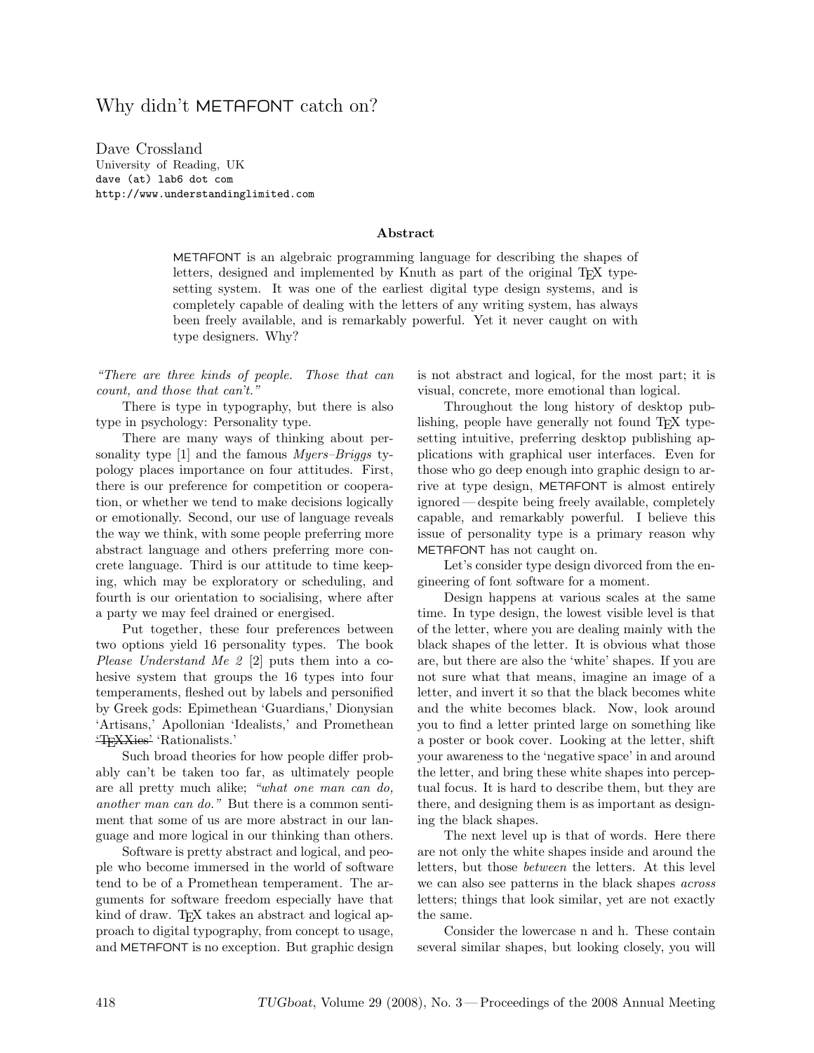# Why didn't METAFONT catch on?

Dave Crossland
University of Reading, UK
dave (at) lab6 dot com
http://www.understandinglimited.com

### Abstract

METAFONT is an algebraic programming language for describing the shapes of letters, designed and implemented by Knuth as part of the original TEX typesetting system. It was one of the earliest digital type design systems, and is completely capable of dealing with the letters of any writing system, has always been freely available, and is remarkably powerful. Yet it never caught on with type designers. Why?

*"There are three kinds of people. Those that can count, and those that can't."*

There is type in typography, but there is also type in psychology: Personality type.

There are many ways of thinking about personality type [1] and the famous *Myers–Briggs* typology places importance on four attitudes. First, there is our preference for competition or cooperation, or whether we tend to make decisions logically or emotionally. Second, our use of language reveals the way we think, with some people preferring more abstract language and others preferring more concrete language. Third is our attitude to time keeping, which may be exploratory or scheduling, and fourth is our orientation to socialising, where after a party we may feel drained or energised.

Put together, these four preferences between two options yield 16 personality types. The book *Please Understand Me 2* [2] puts them into a cohesive system that groups the 16 types into four temperaments, fleshed out by labels and personified by Greek gods: Epimethean 'Guardians,' Dionysian 'Artisans,' Apollonian 'Idealists,' and Promethean ~~'TEXXies'~~ 'Rationalists.'

Such broad theories for how people differ probably can't be taken too far, as ultimately people are all pretty much alike; *"what one man can do, another man can do."* But there is a common sentiment that some of us are more abstract in our language and more logical in our thinking than others.

Software is pretty abstract and logical, and people who become immersed in the world of software tend to be of a Promethean temperament. The arguments for software freedom especially have that kind of draw. TEX takes an abstract and logical approach to digital typography, from concept to usage, and METAFONT is no exception. But graphic design is not abstract and logical, for the most part; it is visual, concrete, more emotional than logical.

Throughout the long history of desktop publishing, people have generally not found TEX typesetting intuitive, preferring desktop publishing applications with graphical user interfaces. Even for those who go deep enough into graphic design to arrive at type design, METAFONT is almost entirely ignored — despite being freely available, completely capable, and remarkably powerful. I believe this issue of personality type is a primary reason why METAFONT has not caught on.

Let's consider type design divorced from the engineering of font software for a moment.

Design happens at various scales at the same time. In type design, the lowest visible level is that of the letter, where you are dealing mainly with the black shapes of the letter. It is obvious what those are, but there are also the 'white' shapes. If you are not sure what that means, imagine an image of a letter, and invert it so that the black becomes white and the white becomes black. Now, look around you to find a letter printed large on something like a poster or book cover. Looking at the letter, shift your awareness to the 'negative space' in and around the letter, and bring these white shapes into perceptual focus. It is hard to describe them, but they are there, and designing them is as important as designing the black shapes.

The next level up is that of words. Here there are not only the white shapes inside and around the letters, but those *between* the letters. At this level we can also see patterns in the black shapes *across* letters; things that look similar, yet are not exactly the same.

Consider the lowercase n and h. These contain several similar shapes, but looking closely, you will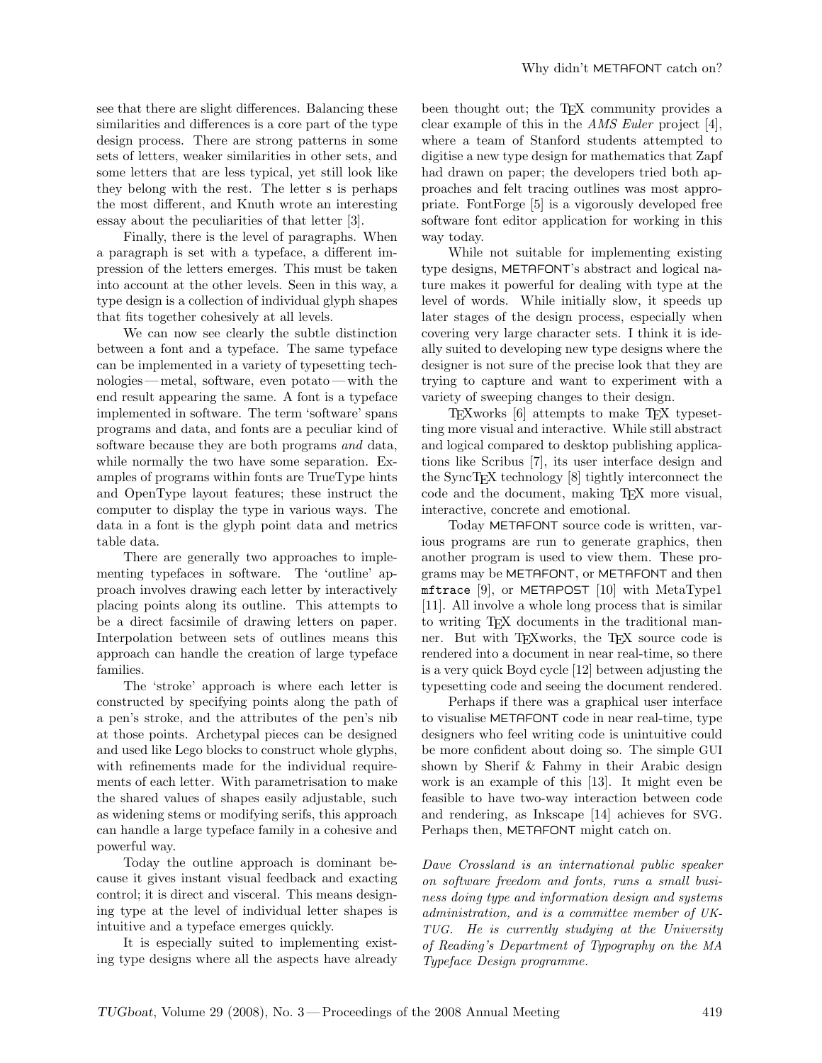see that there are slight differences. Balancing these similarities and differences is a core part of the type design process. There are strong patterns in some sets of letters, weaker similarities in other sets, and some letters that are less typical, yet still look like they belong with the rest. The letter s is perhaps the most different, and Knuth wrote an interesting essay about the peculiarities of that letter [3].

Finally, there is the level of paragraphs. When a paragraph is set with a typeface, a different impression of the letters emerges. This must be taken into account at the other levels. Seen in this way, a type design is a collection of individual glyph shapes that fits together cohesively at all levels.

We can now see clearly the subtle distinction between a font and a typeface. The same typeface can be implemented in a variety of typesetting technologies — metal, software, even potato — with the end result appearing the same. A font is a typeface implemented in software. The term 'software' spans programs and data, and fonts are a peculiar kind of software because they are both programs *and* data, while normally the two have some separation. Examples of programs within fonts are TrueType hints and OpenType layout features; these instruct the computer to display the type in various ways. The data in a font is the glyph point data and metrics table data.

There are generally two approaches to implementing typefaces in software. The 'outline' approach involves drawing each letter by interactively placing points along its outline. This attempts to be a direct facsimile of drawing letters on paper. Interpolation between sets of outlines means this approach can handle the creation of large typeface families.

The 'stroke' approach is where each letter is constructed by specifying points along the path of a pen's stroke, and the attributes of the pen's nib at those points. Archetypal pieces can be designed and used like Lego blocks to construct whole glyphs, with refinements made for the individual requirements of each letter. With parametrisation to make the shared values of shapes easily adjustable, such as widening stems or modifying serifs, this approach can handle a large typeface family in a cohesive and powerful way.

Today the outline approach is dominant because it gives instant visual feedback and exacting control; it is direct and visceral. This means designing type at the level of individual letter shapes is intuitive and a typeface emerges quickly.

It is especially suited to implementing existing type designs where all the aspects have already been thought out; the TeX community provides a clear example of this in the *AMS Euler* project [4], where a team of Stanford students attempted to digitise a new type design for mathematics that Zapf had drawn on paper; the developers tried both approaches and felt tracing outlines was most appropriate. FontForge [5] is a vigorously developed free software font editor application for working in this way today.

While not suitable for implementing existing type designs, METAFONT's abstract and logical nature makes it powerful for dealing with type at the level of words. While initially slow, it speeds up later stages of the design process, especially when covering very large character sets. I think it is ideally suited to developing new type designs where the designer is not sure of the precise look that they are trying to capture and want to experiment with a variety of sweeping changes to their design.

TeXworks [6] attempts to make TeX typesetting more visual and interactive. While still abstract and logical compared to desktop publishing applications like Scribus [7], its user interface design and the SyncTeX technology [8] tightly interconnect the code and the document, making TeX more visual, interactive, concrete and emotional.

Today METAFONT source code is written, various programs are run to generate graphics, then another program is used to view them. These programs may be METAFONT, or METAFONT and then `mftrace` [9], or METAPOST [10] with MetaType1 [11]. All involve a whole long process that is similar to writing TeX documents in the traditional manner. But with TeXworks, the TeX source code is rendered into a document in near real-time, so there is a very quick Boyd cycle [12] between adjusting the typesetting code and seeing the document rendered.

Perhaps if there was a graphical user interface to visualise METAFONT code in near real-time, type designers who feel writing code is unintuitive could be more confident about doing so. The simple GUI shown by Sherif & Fahmy in their Arabic design work is an example of this [13]. It might even be feasible to have two-way interaction between code and rendering, as Inkscape [14] achieves for SVG. Perhaps then, METAFONT might catch on.

*Dave Crossland is an international public speaker on software freedom and fonts, runs a small business doing type and information design and systems administration, and is a committee member of UK-TUG. He is currently studying at the University of Reading's Department of Typography on the MA Typeface Design programme.*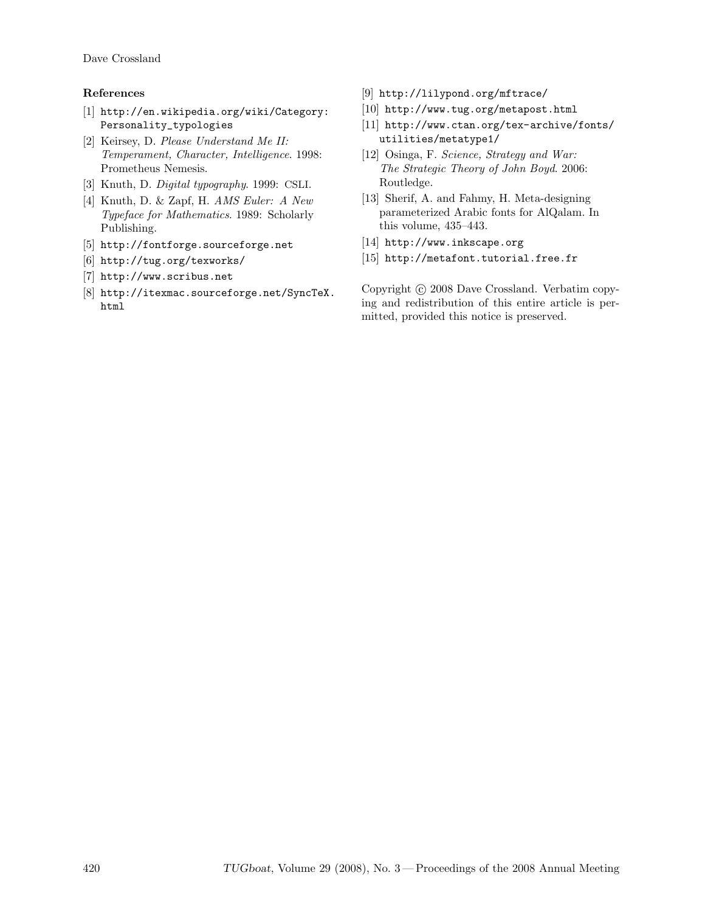### References

[1] http://en.wikipedia.org/wiki/Category:Personality_typologies

[2] Keirsey, D. *Please Understand Me II: Temperament, Character, Intelligence*. 1998: Prometheus Nemesis.

[3] Knuth, D. *Digital typography*. 1999: CSLI.

[4] Knuth, D. & Zapf, H. *AMS Euler: A New Typeface for Mathematics*. 1989: Scholarly Publishing.

[5] http://fontforge.sourceforge.net

[6] http://tug.org/texworks/

[7] http://www.scribus.net

[8] http://itexmac.sourceforge.net/SyncTeX.html

[9] http://lilypond.org/mftrace/

[10] http://www.tug.org/metapost.html

[11] http://www.ctan.org/tex-archive/fonts/utilities/metatype1/

[12] Osinga, F. *Science, Strategy and War: The Strategic Theory of John Boyd*. 2006: Routledge.

[13] Sherif, A. and Fahmy, H. Meta-designing parameterized Arabic fonts for AlQalam. In this volume, 435–443.

[14] http://www.inkscape.org

[15] http://metafont.tutorial.free.fr

Copyright © 2008 Dave Crossland. Verbatim copying and redistribution of this entire article is permitted, provided this notice is preserved.